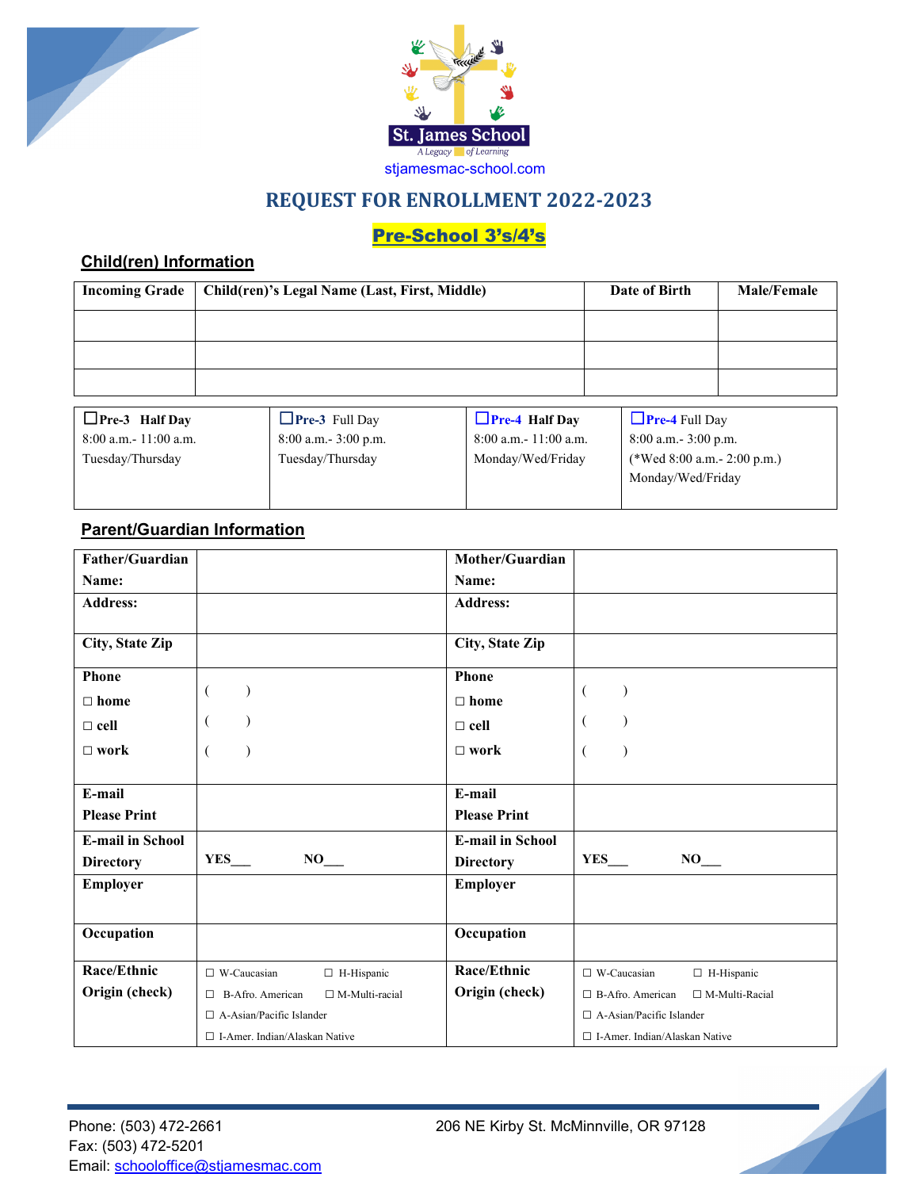St. James School

*A Legacy of Learning*

stjamesmac-school.com

# REQUEST FOR ENROLLMENT 2022-2023

## Pre-School 3's/4's

### Child(ren) Information

| Incoming Grade | Child(ren)'s Legal Name (Last, First, Middle) | Date of Birth | Male/Female |
|---|---|---|---|
| | | | |
| | | | |
| | | | |

| ☐**Pre-3 Half Day** | ☐**Pre-3** Full Day | ☐**Pre-4 Half Day** | ☐**Pre-4** Full Day |
|---|---|---|---|
| 8:00 a.m.- 11:00 a.m. | 8:00 a.m.- 3:00 p.m. | 8:00 a.m.- 11:00 a.m. | 8:00 a.m.- 3:00 p.m. |
| Tuesday/Thursday | Tuesday/Thursday | Monday/Wed/Friday | (*Wed 8:00 a.m.- 2:00 p.m.) |
| | | | Monday/Wed/Friday |

### Parent/Guardian Information

| | | | |
|---|---|---|---|
| **Father/Guardian Name:** | | **Mother/Guardian Name:** | |
| **Address:** | | **Address:** | |
| **City, State Zip** | | **City, State Zip** | |
| **Phone** ☐ **home** ☐ **cell** ☐ **work** | ( ) ( ) ( ) | **Phone** ☐ **home** ☐ **cell** ☐ **work** | ( ) ( ) ( ) |
| **E-mail Please Print** | | **E-mail Please Print** | |
| **E-mail in School Directory** | **YES___ NO___** | **E-mail in School Directory** | **YES___ NO___** |
| **Employer** | | **Employer** | |
| **Occupation** | | **Occupation** | |
| **Race/Ethnic Origin (check)** | ☐ W-Caucasian ☐ H-Hispanic ☐ B-Afro. American ☐ M-Multi-racial ☐ A-Asian/Pacific Islander ☐ I-Amer. Indian/Alaskan Native | **Race/Ethnic Origin (check)** | ☐ W-Caucasian ☐ H-Hispanic ☐ B-Afro. American ☐ M-Multi-Racial ☐ A-Asian/Pacific Islander ☐ I-Amer. Indian/Alaskan Native |

Phone: (503) 472-2661
Fax: (503) 472-5201
Email: schooloffice@stjamesmac.com

206 NE Kirby St. McMinnville, OR 97128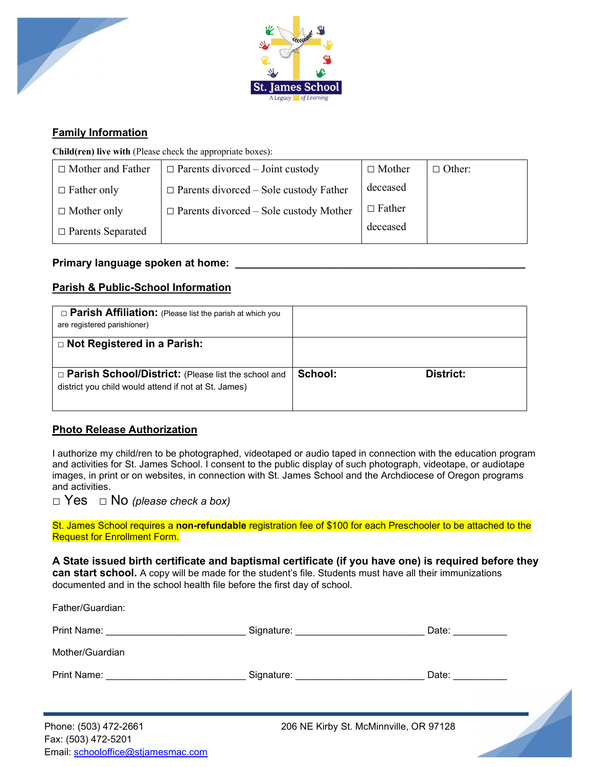St. James School
A Legacy of Learning

## Family Information

**Child(ren) live with** (Please check the appropriate boxes):

| | | | |
|---|---|---|---|
| ☐ Mother and Father<br>☐ Father only<br>☐ Mother only<br>☐ Parents Separated | ☐ Parents divorced – Joint custody<br>☐ Parents divorced – Sole custody Father<br>☐ Parents divorced – Sole custody Mother | ☐ Mother deceased<br>☐ Father deceased | ☐ Other: |

**Primary language spoken at home: \_\_\_\_\_\_\_\_\_\_\_\_\_\_\_\_\_\_\_\_\_\_\_\_\_\_\_\_\_\_\_\_\_\_\_\_\_\_\_\_\_\_\_\_**

## Parish & Public-School Information

| | |
|---|---|
| ☐ **Parish Affiliation:** (Please list the parish at which you are registered parishioner) | |
| ☐ **Not Registered in a Parish:** | |
| ☐ **Parish School/District:** (Please list the school and district you child would attend if not at St. James) | **School:** **District:** |

## Photo Release Authorization

I authorize my child/ren to be photographed, videotaped or audio taped in connection with the education program and activities for St. James School. I consent to the public display of such photograph, videotape, or audiotape images, in print or on websites, in connection with St. James School and the Archdiocese of Oregon programs and activities.

☐ Yes ☐ No *(please check a box)*

St. James School requires a **non-refundable** registration fee of $100 for each Preschooler to be attached to the Request for Enrollment Form.

**A State issued birth certificate and baptismal certificate (if you have one) is required before they can start school.** A copy will be made for the student's file. Students must have all their immunizations documented and in the school health file before the first day of school.

Father/Guardian:

Print Name: \_\_\_\_\_\_\_\_\_\_\_\_\_\_\_\_\_\_\_\_\_\_\_\_\_ Signature: \_\_\_\_\_\_\_\_\_\_\_\_\_\_\_\_\_\_\_\_\_\_\_ Date: \_\_\_\_\_\_\_\_\_\_

Mother/Guardian

Print Name: \_\_\_\_\_\_\_\_\_\_\_\_\_\_\_\_\_\_\_\_\_\_\_\_\_ Signature: \_\_\_\_\_\_\_\_\_\_\_\_\_\_\_\_\_\_\_\_\_\_\_ Date: \_\_\_\_\_\_\_\_\_\_

Phone: (503) 472-2661
Fax: (503) 472-5201
Email: schooloffice@stjamesmac.com

206 NE Kirby St. McMinnville, OR 97128